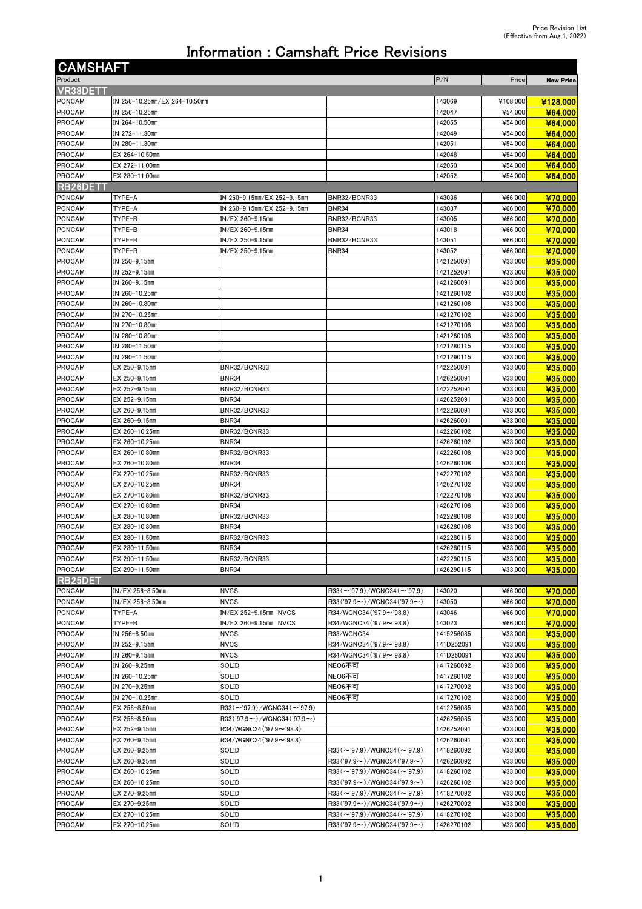Price Revision List
(Effective from Aug 1, 2022)

# Information : Camshaft Price Revisions

## CAMSHAFT

| Product | | | | P/N | Price | New Price |
|---|---|---|---|---|---|---|
| **VR38DETT** | | | | | | |
| PONCAM | IN 256-10.25mm/EX 264-10.50mm | | | 143069 | ¥108,000 | **¥128,000** |
| PROCAM | IN 256-10.25mm | | | 142047 | ¥54,000 | **¥64,000** |
| PROCAM | IN 264-10.50mm | | | 142055 | ¥54,000 | **¥64,000** |
| PROCAM | IN 272-11.30mm | | | 142049 | ¥54,000 | **¥64,000** |
| PROCAM | IN 280-11.30mm | | | 142051 | ¥54,000 | **¥64,000** |
| PROCAM | EX 264-10.50mm | | | 142048 | ¥54,000 | **¥64,000** |
| PROCAM | EX 272-11.00mm | | | 142050 | ¥54,000 | **¥64,000** |
| PROCAM | EX 280-11.00mm | | | 142052 | ¥54,000 | **¥64,000** |
| **RB26DETT** | | | | | | |
| PONCAM | TYPE-A | IN 260-9.15mm/EX 252-9.15mm | BNR32/BCNR33 | 143036 | ¥66,000 | **¥70,000** |
| PONCAM | TYPE-A | IN 260-9.15mm/EX 252-9.15mm | BNR34 | 143037 | ¥66,000 | **¥70,000** |
| PONCAM | TYPE-B | IN/EX 260-9.15mm | BNR32/BCNR33 | 143005 | ¥66,000 | **¥70,000** |
| PONCAM | TYPE-B | IN/EX 260-9.15mm | BNR34 | 143018 | ¥66,000 | **¥70,000** |
| PONCAM | TYPE-R | IN/EX 250-9.15mm | BNR32/BCNR33 | 143051 | ¥66,000 | **¥70,000** |
| PONCAM | TYPE-R | IN/EX 250-9.15mm | BNR34 | 143052 | ¥66,000 | **¥70,000** |
| PROCAM | IN 250-9.15mm | | | 1421250091 | ¥33,000 | **¥35,000** |
| PROCAM | IN 252-9.15mm | | | 1421252091 | ¥33,000 | **¥35,000** |
| PROCAM | IN 260-9.15mm | | | 1421260091 | ¥33,000 | **¥35,000** |
| PROCAM | IN 260-10.25mm | | | 1421260102 | ¥33,000 | **¥35,000** |
| PROCAM | IN 260-10.80mm | | | 1421260108 | ¥33,000 | **¥35,000** |
| PROCAM | IN 270-10.25mm | | | 1421270102 | ¥33,000 | **¥35,000** |
| PROCAM | IN 270-10.80mm | | | 1421270108 | ¥33,000 | **¥35,000** |
| PROCAM | IN 280-10.80mm | | | 1421280108 | ¥33,000 | **¥35,000** |
| PROCAM | IN 280-11.50mm | | | 1421280115 | ¥33,000 | **¥35,000** |
| PROCAM | IN 290-11.50mm | | | 1421290115 | ¥33,000 | **¥35,000** |
| PROCAM | EX 250-9.15mm | BNR32/BCNR33 | | 1422250091 | ¥33,000 | **¥35,000** |
| PROCAM | EX 250-9.15mm | BNR34 | | 1426250091 | ¥33,000 | **¥35,000** |
| PROCAM | EX 252-9.15mm | BNR32/BCNR33 | | 1422252091 | ¥33,000 | **¥35,000** |
| PROCAM | EX 252-9.15mm | BNR34 | | 1426252091 | ¥33,000 | **¥35,000** |
| PROCAM | EX 260-9.15mm | BNR32/BCNR33 | | 1422260091 | ¥33,000 | **¥35,000** |
| PROCAM | EX 260-9.15mm | BNR34 | | 1426260091 | ¥33,000 | **¥35,000** |
| PROCAM | EX 260-10.25mm | BNR32/BCNR33 | | 1422260102 | ¥33,000 | **¥35,000** |
| PROCAM | EX 260-10.25mm | BNR34 | | 1426260102 | ¥33,000 | **¥35,000** |
| PROCAM | EX 260-10.80mm | BNR32/BCNR33 | | 1422260108 | ¥33,000 | **¥35,000** |
| PROCAM | EX 260-10.80mm | BNR34 | | 1426260108 | ¥33,000 | **¥35,000** |
| PROCAM | EX 270-10.25mm | BNR32/BCNR33 | | 1422270102 | ¥33,000 | **¥35,000** |
| PROCAM | EX 270-10.25mm | BNR34 | | 1426270102 | ¥33,000 | **¥35,000** |
| PROCAM | EX 270-10.80mm | BNR32/BCNR33 | | 1422270108 | ¥33,000 | **¥35,000** |
| PROCAM | EX 270-10.80mm | BNR34 | | 1426270108 | ¥33,000 | **¥35,000** |
| PROCAM | EX 280-10.80mm | BNR32/BCNR33 | | 1422280108 | ¥33,000 | **¥35,000** |
| PROCAM | EX 280-10.80mm | BNR34 | | 1426280108 | ¥33,000 | **¥35,000** |
| PROCAM | EX 280-11.50mm | BNR32/BCNR33 | | 1422280115 | ¥33,000 | **¥35,000** |
| PROCAM | EX 280-11.50mm | BNR34 | | 1426280115 | ¥33,000 | **¥35,000** |
| PROCAM | EX 290-11.50mm | BNR32/BCNR33 | | 1422290115 | ¥33,000 | **¥35,000** |
| PROCAM | EX 290-11.50mm | BNR34 | | 1426290115 | ¥33,000 | **¥35,000** |
| **RB25DET** | | | | | | |
| PONCAM | IN/EX 256-8.50mm | NVCS | R33(～'97.9)/WGNC34(～'97.9) | 143020 | ¥66,000 | **¥70,000** |
| PONCAM | IN/EX 256-8.50mm | NVCS | R33('97.9～)/WGNC34('97.9～) | 143050 | ¥66,000 | **¥70,000** |
| PONCAM | TYPE-A | IN/EX 252-9.15mm NVCS | R34/WGNC34('97.9～'98.8) | 143046 | ¥66,000 | **¥70,000** |
| PONCAM | TYPE-B | IN/EX 260-9.15mm NVCS | R34/WGNC34('97.9～'98.8) | 143023 | ¥66,000 | **¥70,000** |
| PROCAM | IN 256-8.50mm | NVCS | R33/WGNC34 | 1415256085 | ¥33,000 | **¥35,000** |
| PROCAM | IN 252-9.15mm | NVCS | R34/WGNC34('97.9～'98.8) | 141D252091 | ¥33,000 | **¥35,000** |
| PROCAM | IN 260-9.15mm | NVCS | R34/WGNC34('97.9～'98.8) | 141D260091 | ¥33,000 | **¥35,000** |
| PROCAM | IN 260-9.25mm | SOLID | NEO6不可 | 1417260092 | ¥33,000 | **¥35,000** |
| PROCAM | IN 260-10.25mm | SOLID | NEO6不可 | 1417260102 | ¥33,000 | **¥35,000** |
| PROCAM | IN 270-9.25mm | SOLID | NEO6不可 | 1417270092 | ¥33,000 | **¥35,000** |
| PROCAM | IN 270-10.25mm | SOLID | NEO6不可 | 1417270102 | ¥33,000 | **¥35,000** |
| PROCAM | EX 256-8.50mm | R33(～'97.9)/WGNC34(～'97.9) | | 1412256085 | ¥33,000 | **¥35,000** |
| PROCAM | EX 256-8.50mm | R33('97.9～)/WGNC34('97.9～) | | 1426256085 | ¥33,000 | **¥35,000** |
| PROCAM | EX 252-9.15mm | R34/WGNC34('97.9～'98.8) | | 1426252091 | ¥33,000 | **¥35,000** |
| PROCAM | EX 260-9.15mm | R34/WGNC34('97.9～'98.8) | | 1426260091 | ¥33,000 | **¥35,000** |
| PROCAM | EX 260-9.25mm | SOLID | R33(～'97.9)/WGNC34(～'97.9) | 1418260092 | ¥33,000 | **¥35,000** |
| PROCAM | EX 260-9.25mm | SOLID | R33('97.9～)/WGNC34('97.9～) | 1426260092 | ¥33,000 | **¥35,000** |
| PROCAM | EX 260-10.25mm | SOLID | R33(～'97.9)/WGNC34(～'97.9) | 1418260102 | ¥33,000 | **¥35,000** |
| PROCAM | EX 260-10.25mm | SOLID | R33('97.9～)/WGNC34('97.9～) | 1426260102 | ¥33,000 | **¥35,000** |
| PROCAM | EX 270-9.25mm | SOLID | R33(～'97.9)/WGNC34(～'97.9) | 1418270092 | ¥33,000 | **¥35,000** |
| PROCAM | EX 270-9.25mm | SOLID | R33('97.9～)/WGNC34('97.9～) | 1426270092 | ¥33,000 | **¥35,000** |
| PROCAM | EX 270-10.25mm | SOLID | R33(～'97.9)/WGNC34(～'97.9) | 1418270102 | ¥33,000 | **¥35,000** |
| PROCAM | EX 270-10.25mm | SOLID | R33('97.9～)/WGNC34('97.9～) | 1426270102 | ¥33,000 | **¥35,000** |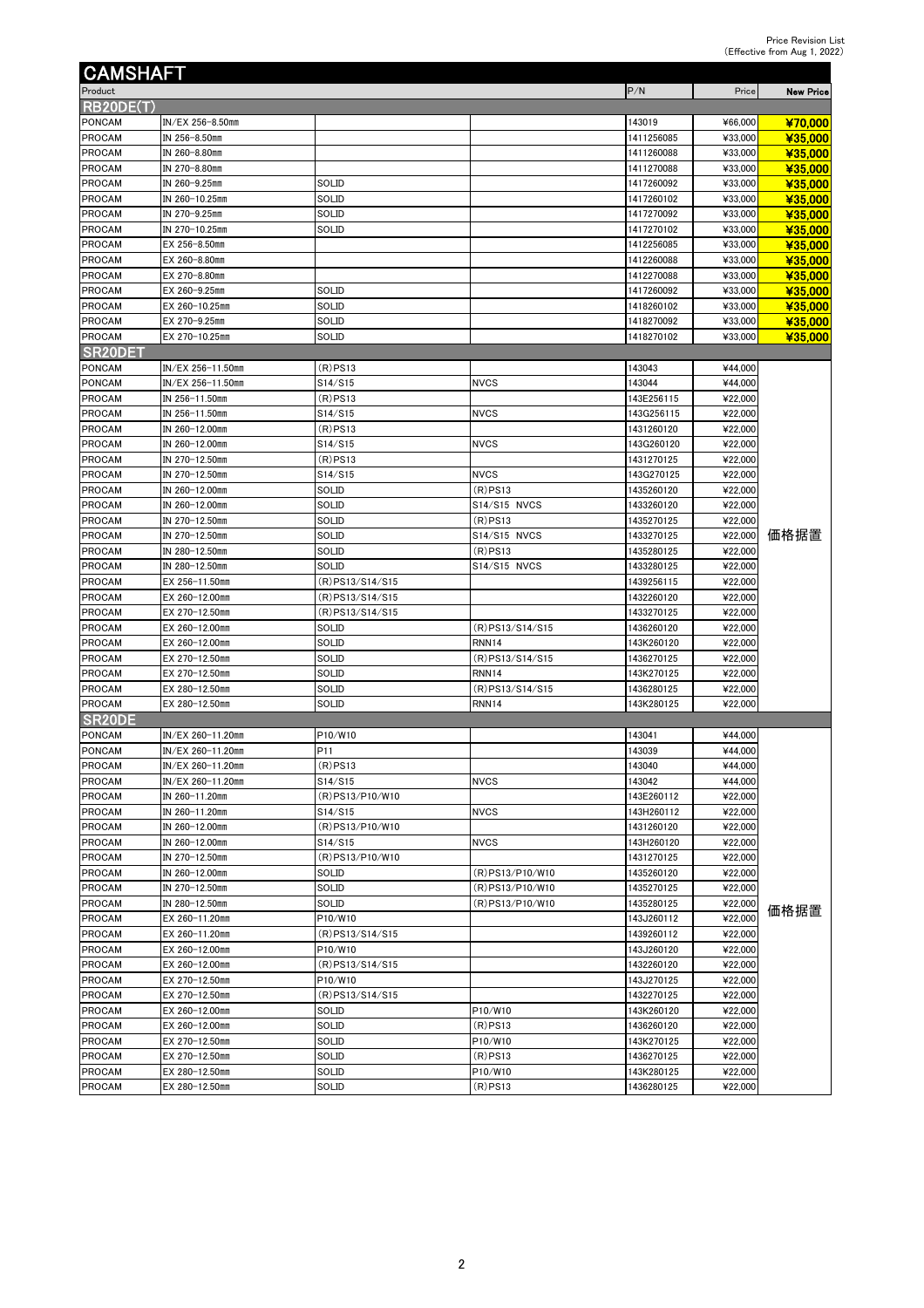Price Revision List
(Effective from Aug 1, 2022)

# CAMSHAFT

| Product | | | | P/N | Price | New Price |
|---|---|---|---|---|---|---|
| **RB20DE(T)** | | | | | | |
| PONCAM | IN/EX 256-8.50mm | | | 143019 | ¥66,000 | **¥70,000** |
| PROCAM | IN 256-8.50mm | | | 1411256085 | ¥33,000 | **¥35,000** |
| PROCAM | IN 260-8.80mm | | | 1411260088 | ¥33,000 | **¥35,000** |
| PROCAM | IN 270-8.80mm | | | 1411270088 | ¥33,000 | **¥35,000** |
| PROCAM | IN 260-9.25mm | SOLID | | 1417260092 | ¥33,000 | **¥35,000** |
| PROCAM | IN 260-10.25mm | SOLID | | 1417260102 | ¥33,000 | **¥35,000** |
| PROCAM | IN 270-9.25mm | SOLID | | 1417270092 | ¥33,000 | **¥35,000** |
| PROCAM | IN 270-10.25mm | SOLID | | 1417270102 | ¥33,000 | **¥35,000** |
| PROCAM | EX 256-8.50mm | | | 1412256085 | ¥33,000 | **¥35,000** |
| PROCAM | EX 260-8.80mm | | | 1412260088 | ¥33,000 | **¥35,000** |
| PROCAM | EX 270-8.80mm | | | 1412270088 | ¥33,000 | **¥35,000** |
| PROCAM | EX 260-9.25mm | SOLID | | 1417260092 | ¥33,000 | **¥35,000** |
| PROCAM | EX 260-10.25mm | SOLID | | 1418260102 | ¥33,000 | **¥35,000** |
| PROCAM | EX 270-9.25mm | SOLID | | 1418270092 | ¥33,000 | **¥35,000** |
| PROCAM | EX 270-10.25mm | SOLID | | 1418270102 | ¥33,000 | **¥35,000** |
| **SR20DET** | | | | | | |
| PONCAM | IN/EX 256-11.50mm | (R)PS13 | | 143043 | ¥44,000 | 価格据置 |
| PONCAM | IN/EX 256-11.50mm | S14/S15 | NVCS | 143044 | ¥44,000 | |
| PROCAM | IN 256-11.50mm | (R)PS13 | | 143E256115 | ¥22,000 | |
| PROCAM | IN 256-11.50mm | S14/S15 | NVCS | 143G256115 | ¥22,000 | |
| PROCAM | IN 260-12.00mm | (R)PS13 | | 1431260120 | ¥22,000 | |
| PROCAM | IN 260-12.00mm | S14/S15 | NVCS | 143G260120 | ¥22,000 | |
| PROCAM | IN 270-12.50mm | (R)PS13 | | 1431270125 | ¥22,000 | |
| PROCAM | IN 270-12.50mm | S14/S15 | NVCS | 143G270125 | ¥22,000 | |
| PROCAM | IN 260-12.00mm | SOLID | (R)PS13 | 1435260120 | ¥22,000 | |
| PROCAM | IN 260-12.00mm | SOLID | S14/S15 NVCS | 1433260120 | ¥22,000 | |
| PROCAM | IN 270-12.50mm | SOLID | (R)PS13 | 1435270125 | ¥22,000 | |
| PROCAM | IN 270-12.50mm | SOLID | S14/S15 NVCS | 1433270125 | ¥22,000 | |
| PROCAM | IN 280-12.50mm | SOLID | (R)PS13 | 1435280125 | ¥22,000 | |
| PROCAM | IN 280-12.50mm | SOLID | S14/S15 NVCS | 1433280125 | ¥22,000 | |
| PROCAM | EX 256-11.50mm | (R)PS13/S14/S15 | | 1439256115 | ¥22,000 | |
| PROCAM | EX 260-12.00mm | (R)PS13/S14/S15 | | 1432260120 | ¥22,000 | |
| PROCAM | EX 270-12.50mm | (R)PS13/S14/S15 | | 1433270125 | ¥22,000 | |
| PROCAM | EX 260-12.00mm | SOLID | (R)PS13/S14/S15 | 1436260120 | ¥22,000 | |
| PROCAM | EX 260-12.00mm | SOLID | RNN14 | 143K260120 | ¥22,000 | |
| PROCAM | EX 270-12.50mm | SOLID | (R)PS13/S14/S15 | 1436270125 | ¥22,000 | |
| PROCAM | EX 270-12.50mm | SOLID | RNN14 | 143K270125 | ¥22,000 | |
| PROCAM | EX 280-12.50mm | SOLID | (R)PS13/S14/S15 | 1436280125 | ¥22,000 | |
| PROCAM | EX 280-12.50mm | SOLID | RNN14 | 143K280125 | ¥22,000 | |
| **SR20DE** | | | | | | |
| PONCAM | IN/EX 260-11.20mm | P10/W10 | | 143041 | ¥44,000 | 価格据置 |
| PONCAM | IN/EX 260-11.20mm | P11 | | 143039 | ¥44,000 | |
| PROCAM | IN/EX 260-11.20mm | (R)PS13 | | 143040 | ¥44,000 | |
| PROCAM | IN/EX 260-11.20mm | S14/S15 | NVCS | 143042 | ¥44,000 | |
| PROCAM | IN 260-11.20mm | (R)PS13/P10/W10 | | 143E260112 | ¥22,000 | |
| PROCAM | IN 260-11.20mm | S14/S15 | NVCS | 143H260112 | ¥22,000 | |
| PROCAM | IN 260-12.00mm | (R)PS13/P10/W10 | | 1431260120 | ¥22,000 | |
| PROCAM | IN 260-12.00mm | S14/S15 | NVCS | 143H260120 | ¥22,000 | |
| PROCAM | IN 270-12.50mm | (R)PS13/P10/W10 | | 1431270125 | ¥22,000 | |
| PROCAM | IN 260-12.00mm | SOLID | (R)PS13/P10/W10 | 1435260120 | ¥22,000 | |
| PROCAM | IN 270-12.50mm | SOLID | (R)PS13/P10/W10 | 1435270125 | ¥22,000 | |
| PROCAM | IN 280-12.50mm | SOLID | (R)PS13/P10/W10 | 1435280125 | ¥22,000 | |
| PROCAM | EX 260-11.20mm | P10/W10 | | 143J260112 | ¥22,000 | |
| PROCAM | EX 260-11.20mm | (R)PS13/S14/S15 | | 1439260112 | ¥22,000 | |
| PROCAM | EX 260-12.00mm | P10/W10 | | 143J260120 | ¥22,000 | |
| PROCAM | EX 260-12.00mm | (R)PS13/S14/S15 | | 1432260120 | ¥22,000 | |
| PROCAM | EX 270-12.50mm | P10/W10 | | 143J270125 | ¥22,000 | |
| PROCAM | EX 270-12.50mm | (R)PS13/S14/S15 | | 1432270125 | ¥22,000 | |
| PROCAM | EX 260-12.00mm | SOLID | P10/W10 | 143K260120 | ¥22,000 | |
| PROCAM | EX 260-12.00mm | SOLID | (R)PS13 | 1436260120 | ¥22,000 | |
| PROCAM | EX 270-12.50mm | SOLID | P10/W10 | 143K270125 | ¥22,000 | |
| PROCAM | EX 270-12.50mm | SOLID | (R)PS13 | 1436270125 | ¥22,000 | |
| PROCAM | EX 280-12.50mm | SOLID | P10/W10 | 143K280125 | ¥22,000 | |
| PROCAM | EX 280-12.50mm | SOLID | (R)PS13 | 1436280125 | ¥22,000 | |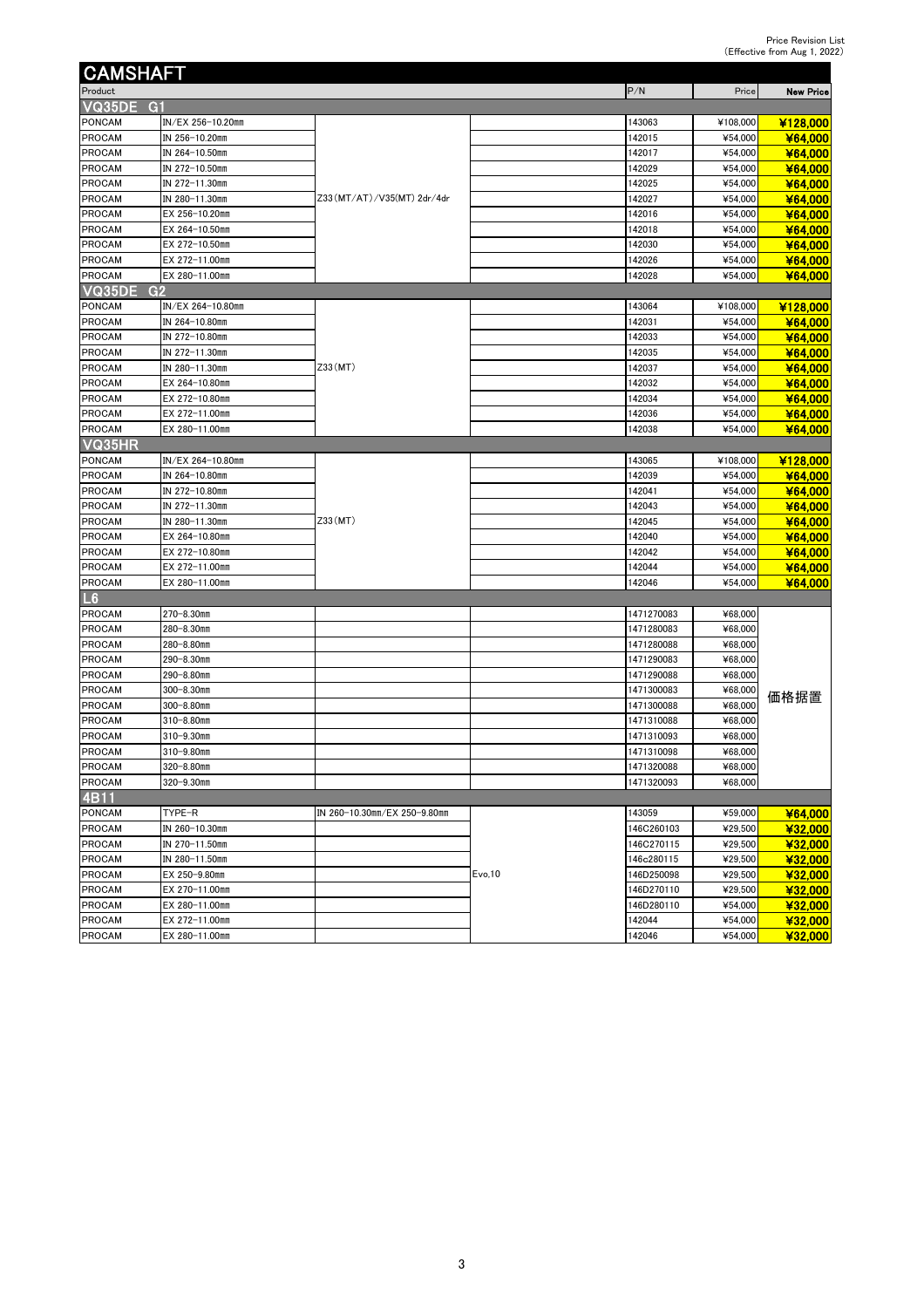Price Revision List
(Effective from Aug 1, 2022)

# CAMSHAFT

| Product | | | | P/N | Price | New Price |
|---|---|---|---|---|---|---|
| **VQ35DE G1** | | | | | | |
| PONCAM | IN/EX 256-10.20mm | Z33(MT/AT)/V35(MT) 2dr/4dr | | 143063 | ¥108,000 | ¥128,000 |
| PROCAM | IN 256-10.20mm | | | 142015 | ¥54,000 | ¥64,000 |
| PROCAM | IN 264-10.50mm | | | 142017 | ¥54,000 | ¥64,000 |
| PROCAM | IN 272-10.50mm | | | 142029 | ¥54,000 | ¥64,000 |
| PROCAM | IN 272-11.30mm | | | 142025 | ¥54,000 | ¥64,000 |
| PROCAM | IN 280-11.30mm | | | 142027 | ¥54,000 | ¥64,000 |
| PROCAM | EX 256-10.20mm | | | 142016 | ¥54,000 | ¥64,000 |
| PROCAM | EX 264-10.50mm | | | 142018 | ¥54,000 | ¥64,000 |
| PROCAM | EX 272-10.50mm | | | 142030 | ¥54,000 | ¥64,000 |
| PROCAM | EX 272-11.00mm | | | 142026 | ¥54,000 | ¥64,000 |
| PROCAM | EX 280-11.00mm | | | 142028 | ¥54,000 | ¥64,000 |
| **VQ35DE G2** | | | | | | |
| PONCAM | IN/EX 264-10.80mm | Z33(MT) | | 143064 | ¥108,000 | ¥128,000 |
| PROCAM | IN 264-10.80mm | | | 142031 | ¥54,000 | ¥64,000 |
| PROCAM | IN 272-10.80mm | | | 142033 | ¥54,000 | ¥64,000 |
| PROCAM | IN 272-11.30mm | | | 142035 | ¥54,000 | ¥64,000 |
| PROCAM | IN 280-11.30mm | | | 142037 | ¥54,000 | ¥64,000 |
| PROCAM | EX 264-10.80mm | | | 142032 | ¥54,000 | ¥64,000 |
| PROCAM | EX 272-10.80mm | | | 142034 | ¥54,000 | ¥64,000 |
| PROCAM | EX 272-11.00mm | | | 142036 | ¥54,000 | ¥64,000 |
| PROCAM | EX 280-11.00mm | | | 142038 | ¥54,000 | ¥64,000 |
| **VQ35HR** | | | | | | |
| PONCAM | IN/EX 264-10.80mm | Z33(MT) | | 143065 | ¥108,000 | ¥128,000 |
| PROCAM | IN 264-10.80mm | | | 142039 | ¥54,000 | ¥64,000 |
| PROCAM | IN 272-10.80mm | | | 142041 | ¥54,000 | ¥64,000 |
| PROCAM | IN 272-11.30mm | | | 142043 | ¥54,000 | ¥64,000 |
| PROCAM | IN 280-11.30mm | | | 142045 | ¥54,000 | ¥64,000 |
| PROCAM | EX 264-10.80mm | | | 142040 | ¥54,000 | ¥64,000 |
| PROCAM | EX 272-10.80mm | | | 142042 | ¥54,000 | ¥64,000 |
| PROCAM | EX 272-11.00mm | | | 142044 | ¥54,000 | ¥64,000 |
| PROCAM | EX 280-11.00mm | | | 142046 | ¥54,000 | ¥64,000 |
| **L6** | | | | | | |
| PROCAM | 270-8.30mm | | | 1471270083 | ¥68,000 | 価格据置 |
| PROCAM | 280-8.30mm | | | 1471280083 | ¥68,000 | |
| PROCAM | 280-8.80mm | | | 1471280088 | ¥68,000 | |
| PROCAM | 290-8.30mm | | | 1471290083 | ¥68,000 | |
| PROCAM | 290-8.80mm | | | 1471290088 | ¥68,000 | |
| PROCAM | 300-8.30mm | | | 1471300083 | ¥68,000 | |
| PROCAM | 300-8.80mm | | | 1471300088 | ¥68,000 | |
| PROCAM | 310-8.80mm | | | 1471310088 | ¥68,000 | |
| PROCAM | 310-9.30mm | | | 1471310093 | ¥68,000 | |
| PROCAM | 310-9.80mm | | | 1471310098 | ¥68,000 | |
| PROCAM | 320-8.80mm | | | 1471320088 | ¥68,000 | |
| PROCAM | 320-9.30mm | | | 1471320093 | ¥68,000 | |
| **4B11** | | | | | | |
| PONCAM | TYPE-R | IN 260-10.30mm/EX 250-9.80mm | Evo,10 | 143059 | ¥59,000 | ¥64,000 |
| PROCAM | IN 260-10.30mm | | | 146C260103 | ¥29,500 | ¥32,000 |
| PROCAM | IN 270-11.50mm | | | 146C270115 | ¥29,500 | ¥32,000 |
| PROCAM | IN 280-11.50mm | | | 146c280115 | ¥29,500 | ¥32,000 |
| PROCAM | EX 250-9.80mm | | | 146D250098 | ¥29,500 | ¥32,000 |
| PROCAM | EX 270-11.00mm | | | 146D270110 | ¥29,500 | ¥32,000 |
| PROCAM | EX 280-11.00mm | | | 146D280110 | ¥54,000 | ¥32,000 |
| PROCAM | EX 272-11.00mm | | | 142044 | ¥54,000 | ¥32,000 |
| PROCAM | EX 280-11.00mm | | | 142046 | ¥54,000 | ¥32,000 |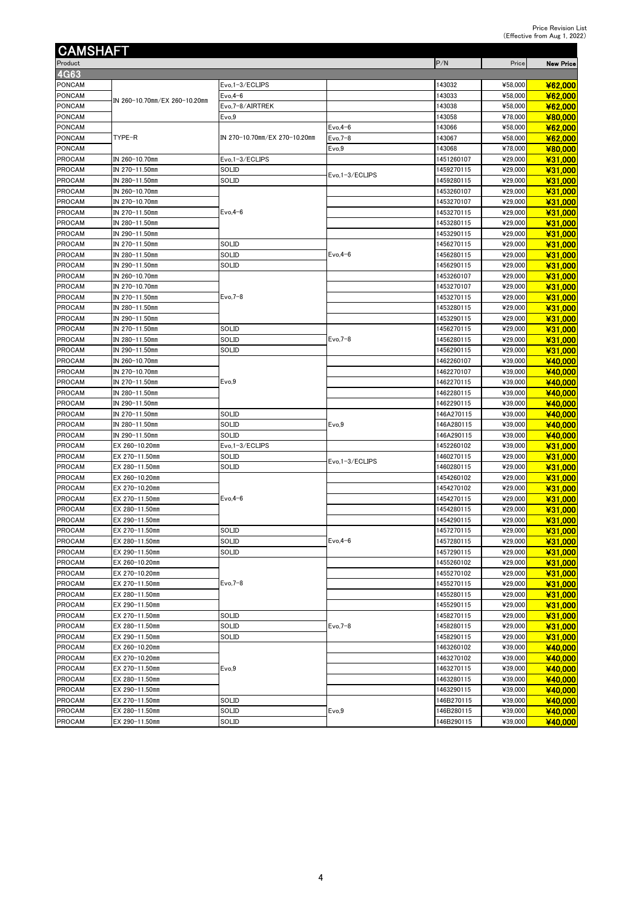Price Revision List
(Effective from Aug 1, 2022)

# CAMSHAFT

| Product | | | | P/N | Price | New Price |
|---|---|---|---|---|---|---|
| **4G63** | | | | | | |
| PONCAM | IN 260-10.70mm/EX 260-10.20mm | Evo,1-3/ECLIPS | | 143032 | ¥58,000 | **¥62,000** |
| PONCAM | | Evo,4-6 | | 143033 | ¥58,000 | **¥62,000** |
| PONCAM | | Evo,7-8/AIRTREK | | 143038 | ¥58,000 | **¥62,000** |
| PONCAM | | Evo,9 | | 143058 | ¥78,000 | **¥80,000** |
| PONCAM | TYPE-R | IN 270-10.70mm/EX 270-10.20mm | Evo,4-6 | 143066 | ¥58,000 | **¥62,000** |
| PONCAM | | | Evo,7-8 | 143067 | ¥58,000 | **¥62,000** |
| PONCAM | | | Evo,9 | 143068 | ¥78,000 | **¥80,000** |
| PROCAM | IN 260-10.70mm | Evo,1-3/ECLIPS | | 1451260107 | ¥29,000 | **¥31,000** |
| PROCAM | IN 270-11.50mm | SOLID | Evo,1-3/ECLIPS | 1459270115 | ¥29,000 | **¥31,000** |
| PROCAM | IN 280-11.50mm | SOLID | | 1459280115 | ¥29,000 | **¥31,000** |
| PROCAM | IN 260-10.70mm | Evo,4-6 | | 1453260107 | ¥29,000 | **¥31,000** |
| PROCAM | IN 270-10.70mm | | | 1453270107 | ¥29,000 | **¥31,000** |
| PROCAM | IN 270-11.50mm | | | 1453270115 | ¥29,000 | **¥31,000** |
| PROCAM | IN 280-11.50mm | | | 1453280115 | ¥29,000 | **¥31,000** |
| PROCAM | IN 290-11.50mm | | | 1453290115 | ¥29,000 | **¥31,000** |
| PROCAM | IN 270-11.50mm | SOLID | Evo,4-6 | 1456270115 | ¥29,000 | **¥31,000** |
| PROCAM | IN 280-11.50mm | SOLID | | 1456280115 | ¥29,000 | **¥31,000** |
| PROCAM | IN 290-11.50mm | SOLID | | 1456290115 | ¥29,000 | **¥31,000** |
| PROCAM | IN 260-10.70mm | Evo,7-8 | | 1453260107 | ¥29,000 | **¥31,000** |
| PROCAM | IN 270-10.70mm | | | 1453270107 | ¥29,000 | **¥31,000** |
| PROCAM | IN 270-11.50mm | | | 1453270115 | ¥29,000 | **¥31,000** |
| PROCAM | IN 280-11.50mm | | | 1453280115 | ¥29,000 | **¥31,000** |
| PROCAM | IN 290-11.50mm | | | 1453290115 | ¥29,000 | **¥31,000** |
| PROCAM | IN 270-11.50mm | SOLID | Evo,7-8 | 1456270115 | ¥29,000 | **¥31,000** |
| PROCAM | IN 280-11.50mm | SOLID | | 1456280115 | ¥29,000 | **¥31,000** |
| PROCAM | IN 290-11.50mm | SOLID | | 1456290115 | ¥29,000 | **¥31,000** |
| PROCAM | IN 260-10.70mm | Evo,9 | | 1462260107 | ¥39,000 | **¥40,000** |
| PROCAM | IN 270-10.70mm | | | 1462270107 | ¥39,000 | **¥40,000** |
| PROCAM | IN 270-11.50mm | | | 1462270115 | ¥39,000 | **¥40,000** |
| PROCAM | IN 280-11.50mm | | | 1462280115 | ¥39,000 | **¥40,000** |
| PROCAM | IN 290-11.50mm | | | 1462290115 | ¥39,000 | **¥40,000** |
| PROCAM | IN 270-11.50mm | SOLID | Evo,9 | 146A270115 | ¥39,000 | **¥40,000** |
| PROCAM | IN 280-11.50mm | SOLID | | 146A280115 | ¥39,000 | **¥40,000** |
| PROCAM | IN 290-11.50mm | SOLID | | 146A290115 | ¥39,000 | **¥40,000** |
| PROCAM | EX 260-10.20mm | Evo,1-3/ECLIPS | | 1452260102 | ¥39,000 | **¥31,000** |
| PROCAM | EX 270-11.50mm | SOLID | Evo,1-3/ECLIPS | 1460270115 | ¥29,000 | **¥31,000** |
| PROCAM | EX 280-11.50mm | SOLID | | 1460280115 | ¥29,000 | **¥31,000** |
| PROCAM | EX 260-10.20mm | Evo,4-6 | | 1454260102 | ¥29,000 | **¥31,000** |
| PROCAM | EX 270-10.20mm | | | 1454270102 | ¥29,000 | **¥31,000** |
| PROCAM | EX 270-11.50mm | | | 1454270115 | ¥29,000 | **¥31,000** |
| PROCAM | EX 280-11.50mm | | | 1454280115 | ¥29,000 | **¥31,000** |
| PROCAM | EX 290-11.50mm | | | 1454290115 | ¥29,000 | **¥31,000** |
| PROCAM | EX 270-11.50mm | SOLID | Evo,4-6 | 1457270115 | ¥29,000 | **¥31,000** |
| PROCAM | EX 280-11.50mm | SOLID | | 1457280115 | ¥29,000 | **¥31,000** |
| PROCAM | EX 290-11.50mm | SOLID | | 1457290115 | ¥29,000 | **¥31,000** |
| PROCAM | EX 260-10.20mm | Evo,7-8 | | 1455260102 | ¥29,000 | **¥31,000** |
| PROCAM | EX 270-10.20mm | | | 1455270102 | ¥29,000 | **¥31,000** |
| PROCAM | EX 270-11.50mm | | | 1455270115 | ¥29,000 | **¥31,000** |
| PROCAM | EX 280-11.50mm | | | 1455280115 | ¥29,000 | **¥31,000** |
| PROCAM | EX 290-11.50mm | | | 1455290115 | ¥29,000 | **¥31,000** |
| PROCAM | EX 270-11.50mm | SOLID | Evo,7-8 | 1458270115 | ¥29,000 | **¥31,000** |
| PROCAM | EX 280-11.50mm | SOLID | | 1458280115 | ¥29,000 | **¥31,000** |
| PROCAM | EX 290-11.50mm | SOLID | | 1458290115 | ¥29,000 | **¥31,000** |
| PROCAM | EX 260-10.20mm | Evo,9 | | 1463260102 | ¥39,000 | **¥40,000** |
| PROCAM | EX 270-10.20mm | | | 1463270102 | ¥39,000 | **¥40,000** |
| PROCAM | EX 270-11.50mm | | | 1463270115 | ¥39,000 | **¥40,000** |
| PROCAM | EX 280-11.50mm | | | 1463280115 | ¥39,000 | **¥40,000** |
| PROCAM | EX 290-11.50mm | | | 1463290115 | ¥39,000 | **¥40,000** |
| PROCAM | EX 270-11.50mm | SOLID | Evo,9 | 146B270115 | ¥39,000 | **¥40,000** |
| PROCAM | EX 280-11.50mm | SOLID | | 146B280115 | ¥39,000 | **¥40,000** |
| PROCAM | EX 290-11.50mm | SOLID | | 146B290115 | ¥39,000 | **¥40,000** |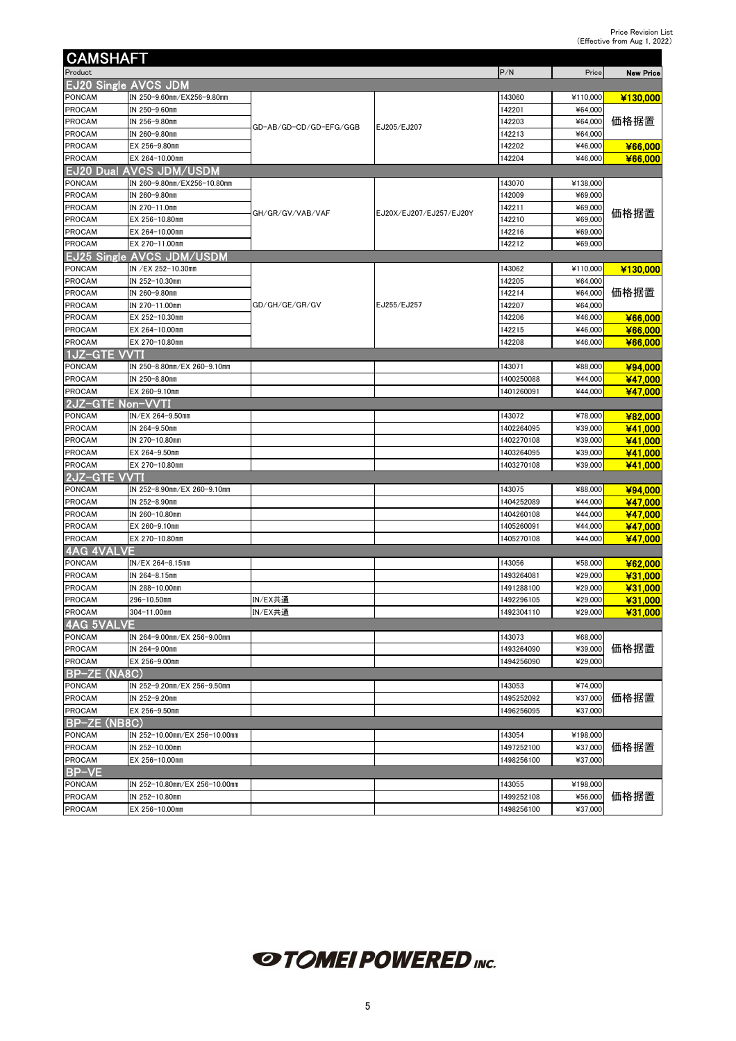Price Revision List
(Effective from Aug 1, 2022)

## CAMSHAFT

| Product | | | | P/N | Price | New Price |
|---|---|---|---|---|---|---|
| **EJ20 Single AVCS JDM** | | | | | | |
| PONCAM | IN 250-9.60mm/EX256-9.80mm | GD-AB/GD-CD/GD-EFG/GGB | EJ205/EJ207 | 143060 | ¥110,000 | **¥130,000** |
| PROCAM | IN 250-9.60mm | | | 142201 | ¥64,000 | 価格据置 |
| PROCAM | IN 256-9.80mm | | | 142203 | ¥64,000 | |
| PROCAM | IN 260-9.80mm | | | 142213 | ¥64,000 | |
| PROCAM | EX 256-9.80mm | | | 142202 | ¥46,000 | **¥66,000** |
| PROCAM | EX 264-10.00mm | | | 142204 | ¥46,000 | **¥66,000** |
| **EJ20 Dual AVCS JDM/USDM** | | | | | | |
| PONCAM | IN 260-9.80mm/EX256-10.80mm | GH/GR/GV/VAB/VAF | EJ20X/EJ207/EJ257/EJ20Y | 143070 | ¥138,000 | 価格据置 |
| PROCAM | IN 260-9.80mm | | | 142009 | ¥69,000 | |
| PROCAM | IN 270-11.00mm | | | 142211 | ¥69,000 | |
| PROCAM | EX 256-10.80mm | | | 142210 | ¥69,000 | |
| PROCAM | EX 264-10.00mm | | | 142216 | ¥69,000 | |
| PROCAM | EX 270-11.00mm | | | 142212 | ¥69,000 | |
| **EJ25 Single AVCS JDM/USDM** | | | | | | |
| PONCAM | IN /EX 252-10.30mm | GD/GH/GE/GR/GV | EJ255/EJ257 | 143062 | ¥110,000 | **¥130,000** |
| PROCAM | IN 252-10.30mm | | | 142205 | ¥64,000 | 価格据置 |
| PROCAM | IN 260-9.80mm | | | 142214 | ¥64,000 | |
| PROCAM | IN 270-11.00mm | | | 142207 | ¥64,000 | |
| PROCAM | EX 252-10.30mm | | | 142206 | ¥46,000 | **¥66,000** |
| PROCAM | EX 264-10.00mm | | | 142215 | ¥46,000 | **¥66,000** |
| PROCAM | EX 270-10.80mm | | | 142208 | ¥46,000 | **¥66,000** |
| **1JZ-GTE VVTI** | | | | | | |
| PONCAM | IN 250-8.80mm/EX 260-9.10mm | | | 143071 | ¥88,000 | **¥94,000** |
| PROCAM | IN 250-8.80mm | | | 1400250088 | ¥44,000 | **¥47,000** |
| PROCAM | EX 260-9.10mm | | | 1401260091 | ¥44,000 | **¥47,000** |
| **2JZ-GTE Non-VVTI** | | | | | | |
| PONCAM | IN/EX 264-9.50mm | | | 143072 | ¥78,000 | **¥82,000** |
| PROCAM | IN 264-9.50mm | | | 1402264095 | ¥39,000 | **¥41,000** |
| PROCAM | IN 270-10.80mm | | | 1402270108 | ¥39,000 | **¥41,000** |
| PROCAM | EX 264-9.50mm | | | 1403264095 | ¥39,000 | **¥41,000** |
| PROCAM | EX 270-10.80mm | | | 1403270108 | ¥39,000 | **¥41,000** |
| **2JZ-GTE VVTI** | | | | | | |
| PONCAM | IN 252-8.90mm/EX 260-9.10mm | | | 143075 | ¥88,000 | **¥94,000** |
| PROCAM | IN 252-8.90mm | | | 1404252089 | ¥44,000 | **¥47,000** |
| PROCAM | IN 260-10.80mm | | | 1404260108 | ¥44,000 | **¥47,000** |
| PROCAM | EX 260-9.10mm | | | 1405260091 | ¥44,000 | **¥47,000** |
| PROCAM | EX 270-10.80mm | | | 1405270108 | ¥44,000 | **¥47,000** |
| **4AG 4VALVE** | | | | | | |
| PONCAM | IN/EX 264-8.15mm | | | 143056 | ¥58,000 | **¥62,000** |
| PROCAM | IN 264-8.15mm | | | 1493264081 | ¥29,000 | **¥31,000** |
| PROCAM | IN 288-10.00mm | | | 1491288100 | ¥29,000 | **¥31,000** |
| PROCAM | 296-10.50mm | IN/EX共通 | | 1492296105 | ¥29,000 | **¥31,000** |
| PROCAM | 304-11.00mm | IN/EX共通 | | 1492304110 | ¥29,000 | **¥31,000** |
| **4AG 5VALVE** | | | | | | |
| PONCAM | IN 264-9.00mm/EX 256-9.00mm | | | 143073 | ¥68,000 | 価格据置 |
| PROCAM | IN 264-9.00mm | | | 1493264090 | ¥39,000 | |
| PROCAM | EX 256-9.00mm | | | 1494256090 | ¥29,000 | |
| **BP-ZE (NA8C)** | | | | | | |
| PONCAM | IN 252-9.20mm/EX 256-9.50mm | | | 143053 | ¥74,000 | 価格据置 |
| PROCAM | IN 252-9.20mm | | | 1495252092 | ¥37,000 | |
| PROCAM | EX 256-9.50mm | | | 1496256095 | ¥37,000 | |
| **BP-ZE (NB8C)** | | | | | | |
| PONCAM | IN 252-10.00mm/EX 256-10.00mm | | | 143054 | ¥198,000 | 価格据置 |
| PROCAM | IN 252-10.00mm | | | 1497252100 | ¥37,000 | |
| PROCAM | EX 256-10.00mm | | | 1498256100 | ¥37,000 | |
| **BP-VE** | | | | | | |
| PONCAM | IN 252-10.80mm/EX 256-10.00mm | | | 143055 | ¥198,000 | 価格据置 |
| PROCAM | IN 252-10.80mm | | | 1499252108 | ¥56,000 | |
| PROCAM | EX 256-10.00mm | | | 1498256100 | ¥37,000 | |

TOMEI POWERED INC.